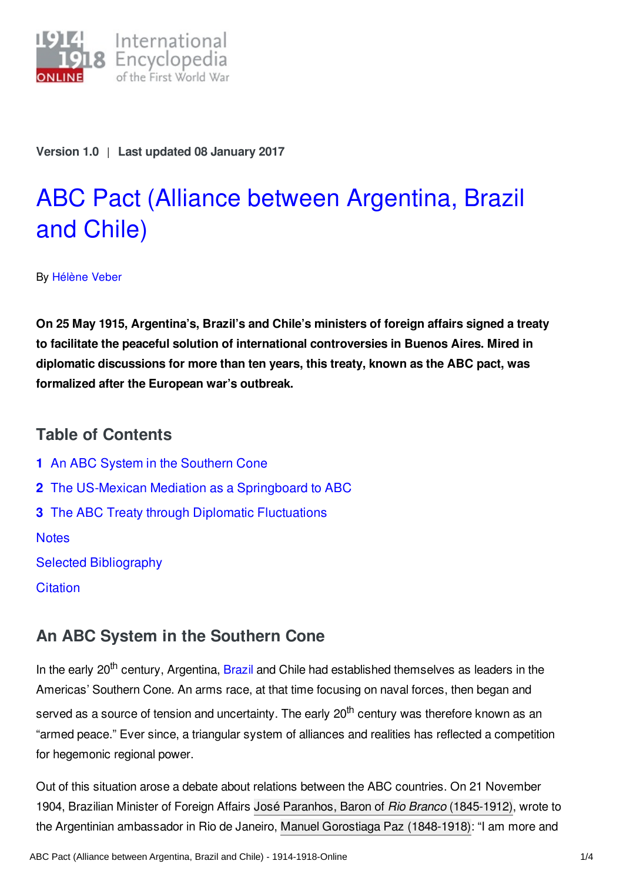Version 1.0 | Last updated 08 January 2017

# ABC Pact (Alliance between Argentina, Brazil and Chile)

By Hélène Veber

**On 25 May 1915, Argentina's, Brazil's and Chile's ministers of foreign affairs signed a treaty to facilitate the peaceful solution of international controversies in Buenos Aires. Mired in diplomatic discussions for more than ten years, this treaty, known as the ABC pact, was formalized after the European war's outbreak.**

## Table of Contents

1. An ABC System in the Southern Cone
2. The US-Mexican Mediation as a Springboard to ABC
3. The ABC Treaty through Diplomatic Fluctuations

Notes

Selected Bibliography

Citation

## An ABC System in the Southern Cone

In the early 20th century, Argentina, Brazil and Chile had established themselves as leaders in the Americas' Southern Cone. An arms race, at that time focusing on naval forces, then began and served as a source of tension and uncertainty. The early 20th century was therefore known as an "armed peace." Ever since, a triangular system of alliances and realities has reflected a competition for hegemonic regional power.

Out of this situation arose a debate about relations between the ABC countries. On 21 November 1904, Brazilian Minister of Foreign Affairs José Paranhos, Baron of *Rio Branco* (1845-1912), wrote to the Argentinian ambassador in Rio de Janeiro, Manuel Gorostiaga Paz (1848-1918): "I am more and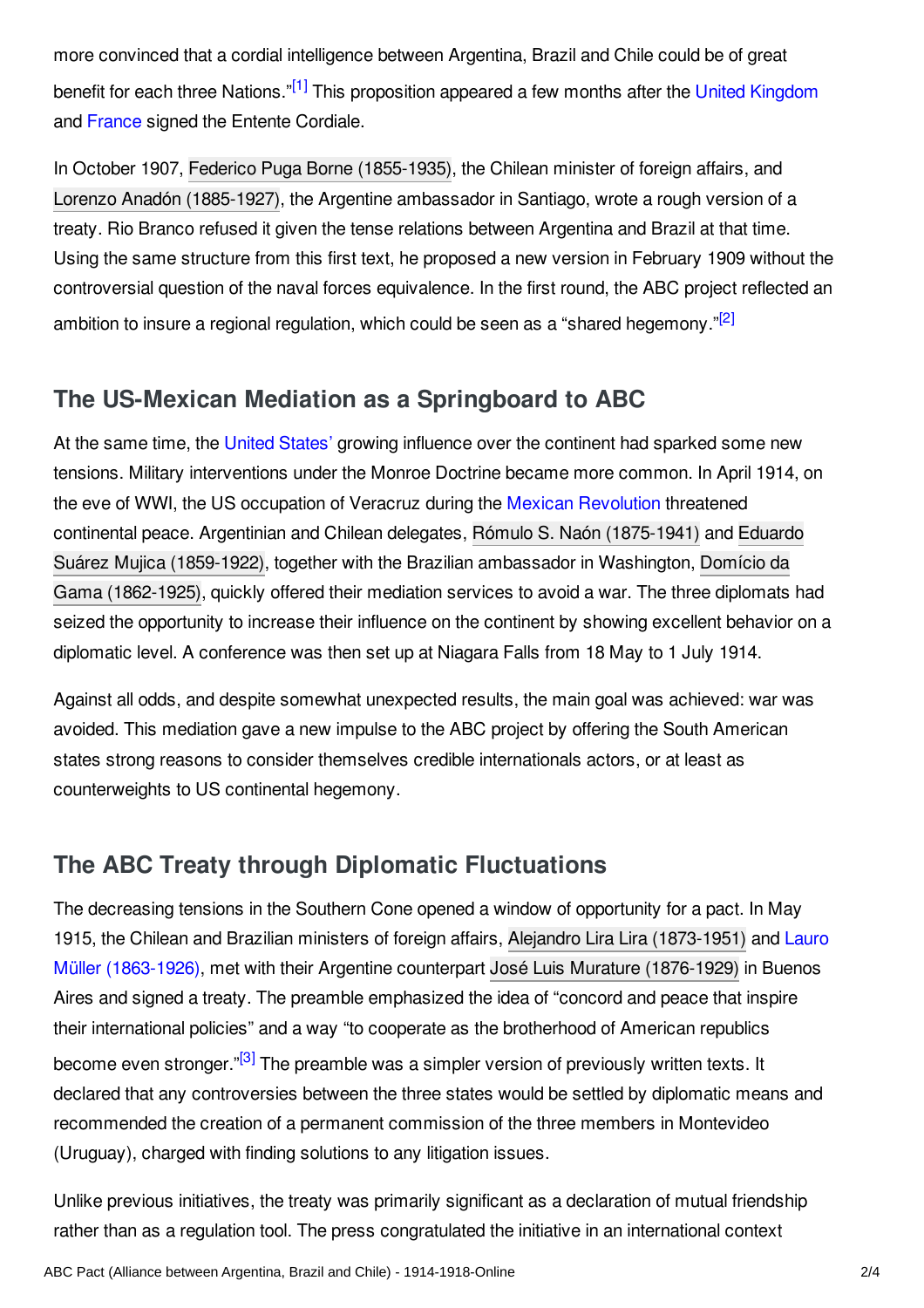more convinced that a cordial intelligence between Argentina, Brazil and Chile could be of great benefit for each three Nations."[1] This proposition appeared a few months after the United Kingdom and France signed the Entente Cordiale.

In October 1907, Federico Puga Borne (1855-1935), the Chilean minister of foreign affairs, and Lorenzo Anadón (1885-1927), the Argentine ambassador in Santiago, wrote a rough version of a treaty. Rio Branco refused it given the tense relations between Argentina and Brazil at that time. Using the same structure from this first text, he proposed a new version in February 1909 without the controversial question of the naval forces equivalence. In the first round, the ABC project reflected an ambition to insure a regional regulation, which could be seen as a "shared hegemony."[2]

## The US-Mexican Mediation as a Springboard to ABC

At the same time, the United States' growing influence over the continent had sparked some new tensions. Military interventions under the Monroe Doctrine became more common. In April 1914, on the eve of WWI, the US occupation of Veracruz during the Mexican Revolution threatened continental peace. Argentinian and Chilean delegates, Rómulo S. Naón (1875-1941) and Eduardo Suárez Mujica (1859-1922), together with the Brazilian ambassador in Washington, Domício da Gama (1862-1925), quickly offered their mediation services to avoid a war. The three diplomats had seized the opportunity to increase their influence on the continent by showing excellent behavior on a diplomatic level. A conference was then set up at Niagara Falls from 18 May to 1 July 1914.

Against all odds, and despite somewhat unexpected results, the main goal was achieved: war was avoided. This mediation gave a new impulse to the ABC project by offering the South American states strong reasons to consider themselves credible internationals actors, or at least as counterweights to US continental hegemony.

## The ABC Treaty through Diplomatic Fluctuations

The decreasing tensions in the Southern Cone opened a window of opportunity for a pact. In May 1915, the Chilean and Brazilian ministers of foreign affairs, Alejandro Lira Lira (1873-1951) and Lauro Müller (1863-1926), met with their Argentine counterpart José Luis Murature (1876-1929) in Buenos Aires and signed a treaty. The preamble emphasized the idea of "concord and peace that inspire their international policies" and a way "to cooperate as the brotherhood of American republics become even stronger."[3] The preamble was a simpler version of previously written texts. It declared that any controversies between the three states would be settled by diplomatic means and recommended the creation of a permanent commission of the three members in Montevideo (Uruguay), charged with finding solutions to any litigation issues.

Unlike previous initiatives, the treaty was primarily significant as a declaration of mutual friendship rather than as a regulation tool. The press congratulated the initiative in an international context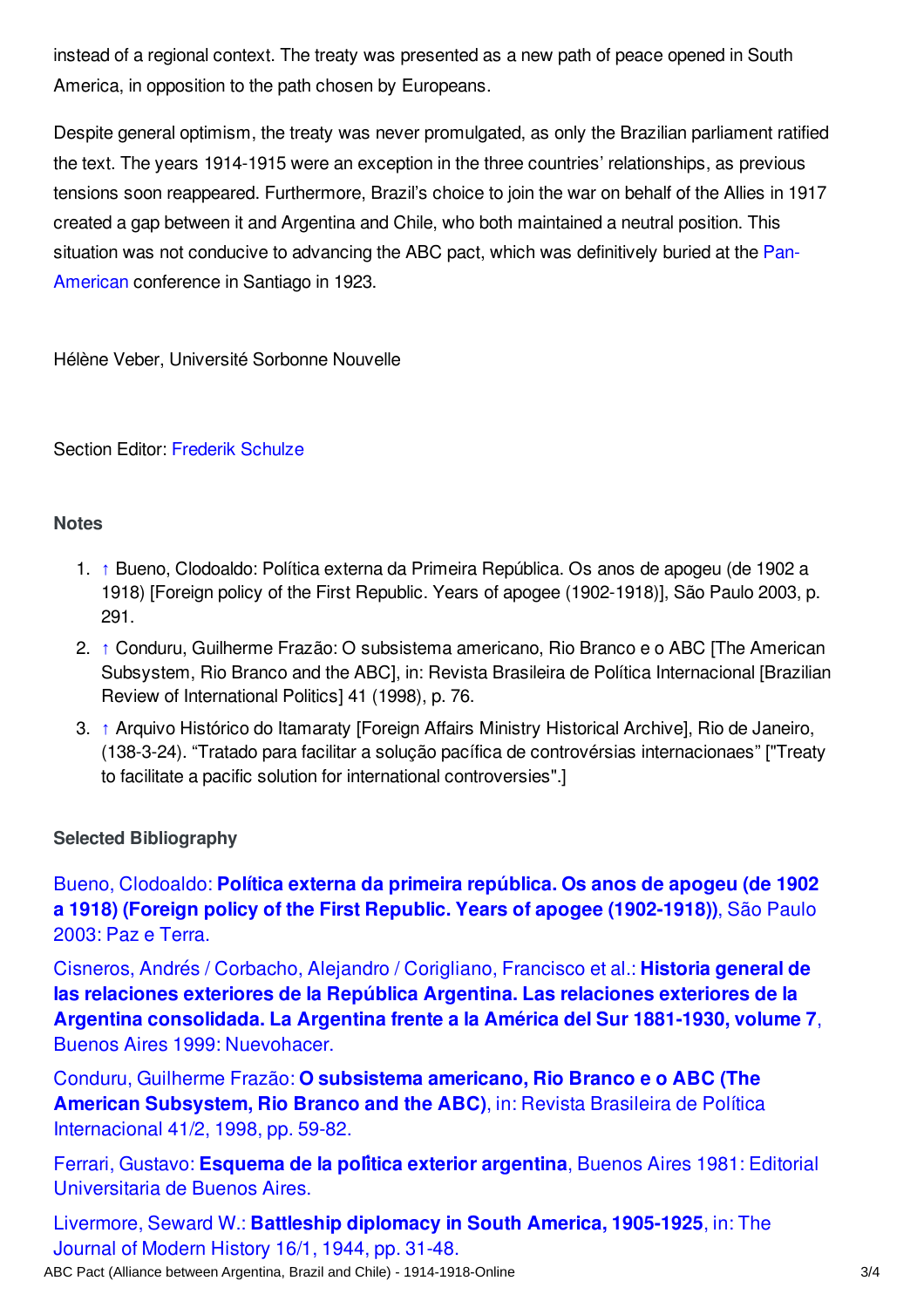instead of a regional context. The treaty was presented as a new path of peace opened in South America, in opposition to the path chosen by Europeans.

Despite general optimism, the treaty was never promulgated, as only the Brazilian parliament ratified the text. The years 1914-1915 were an exception in the three countries' relationships, as previous tensions soon reappeared. Furthermore, Brazil's choice to join the war on behalf of the Allies in 1917 created a gap between it and Argentina and Chile, who both maintained a neutral position. This situation was not conducive to advancing the ABC pact, which was definitively buried at the Pan-American conference in Santiago in 1923.

Hélène Veber, Université Sorbonne Nouvelle

Section Editor: Frederik Schulze

### Notes

1. ↑ Bueno, Clodoaldo: Política externa da Primeira República. Os anos de apogeu (de 1902 a 1918) [Foreign policy of the First Republic. Years of apogee (1902-1918)], São Paulo 2003, p. 291.
2. ↑ Conduru, Guilherme Frazão: O subsistema americano, Rio Branco e o ABC [The American Subsystem, Rio Branco and the ABC], in: Revista Brasileira de Política Internacional [Brazilian Review of International Politics] 41 (1998), p. 76.
3. ↑ Arquivo Histórico do Itamaraty [Foreign Affairs Ministry Historical Archive], Rio de Janeiro, (138-3-24). "Tratado para facilitar a solução pacífica de controvérsias internacionaes" ["Treaty to facilitate a pacific solution for international controversies".]

### Selected Bibliography

Bueno, Clodoaldo: **Política externa da primeira república. Os anos de apogeu (de 1902 a 1918) (Foreign policy of the First Republic. Years of apogee (1902-1918))**, São Paulo 2003: Paz e Terra.

Cisneros, Andrés / Corbacho, Alejandro / Corigliano, Francisco et al.: **Historia general de las relaciones exteriores de la República Argentina. Las relaciones exteriores de la Argentina consolidada. La Argentina frente a la América del Sur 1881-1930, volume 7**, Buenos Aires 1999: Nuevohacer.

Conduru, Guilherme Frazão: **O subsistema americano, Rio Branco e o ABC (The American Subsystem, Rio Branco and the ABC)**, in: Revista Brasileira de Política Internacional 41/2, 1998, pp. 59-82.

Ferrari, Gustavo: **Esquema de la polîtica exterior argentina**, Buenos Aires 1981: Editorial Universitaria de Buenos Aires.

Livermore, Seward W.: **Battleship diplomacy in South America, 1905-1925**, in: The Journal of Modern History 16/1, 1944, pp. 31-48.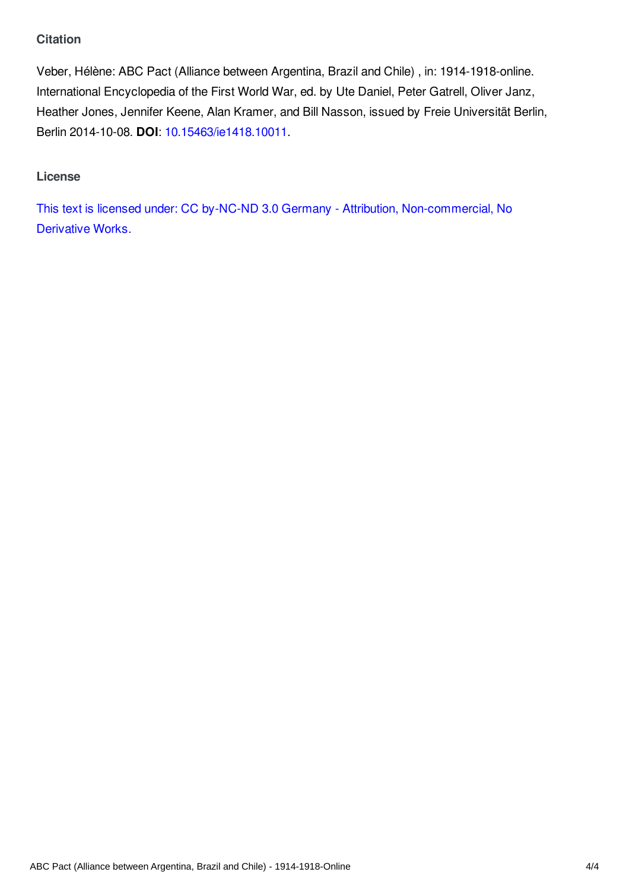### Citation

Veber, Hélène: ABC Pact (Alliance between Argentina, Brazil and Chile) , in: 1914-1918-online. International Encyclopedia of the First World War, ed. by Ute Daniel, Peter Gatrell, Oliver Janz, Heather Jones, Jennifer Keene, Alan Kramer, and Bill Nasson, issued by Freie Universität Berlin, Berlin 2014-10-08. **DOI**: 10.15463/ie1418.10011.

### License

This text is licensed under: CC by-NC-ND 3.0 Germany - Attribution, Non-commercial, No Derivative Works.